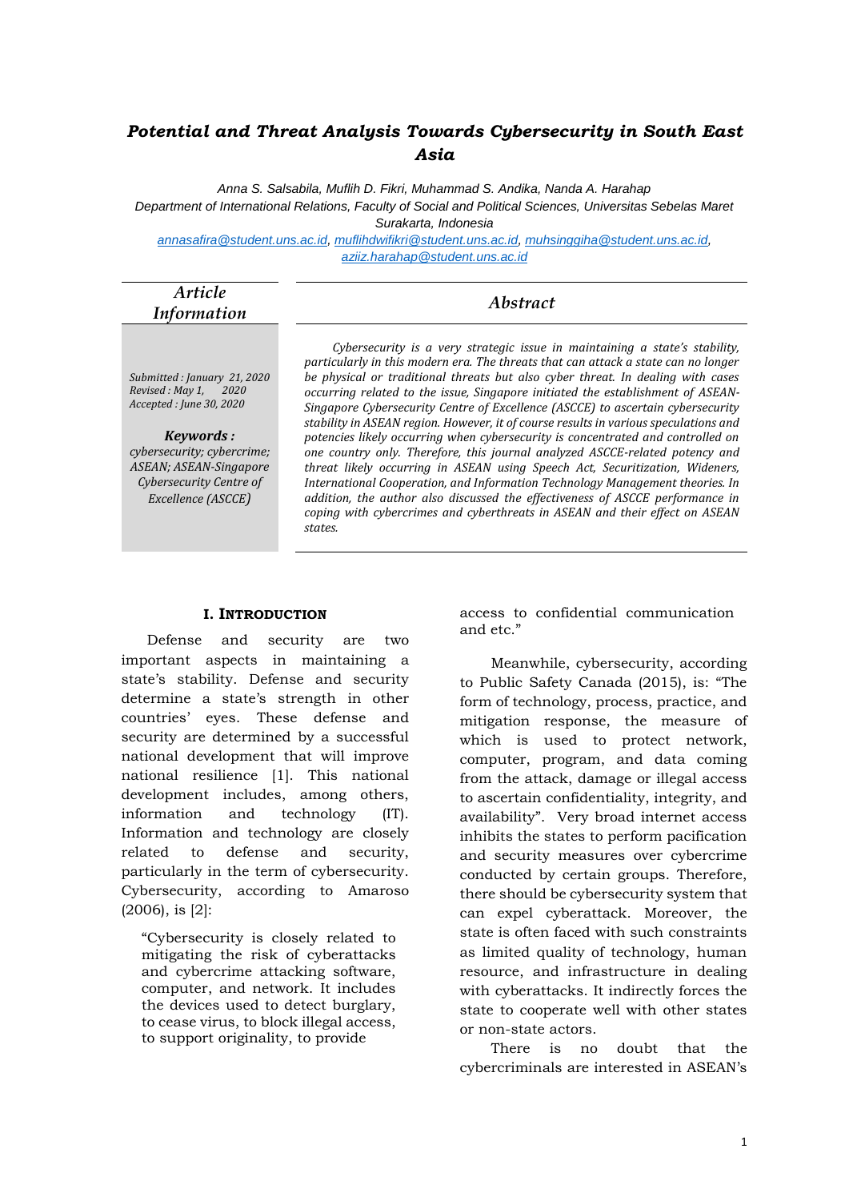# *Potential and Threat Analysis Towards Cybersecurity in South East Asia*

*Anna S. Salsabila, Muflih D. Fikri, Muhammad S. Andika, Nanda A. Harahap*
*Department of International Relations, Faculty of Social and Political Sciences, Universitas Sebelas Maret Surakarta, Indonesia*
*annasafira@student.uns.ac.id, muflihdwifikri@student.uns.ac.id, muhsinggiha@student.uns.ac.id, aziiz.harahap@student.uns.ac.id*

## *Article Information*

*Submitted : January 21, 2020*
*Revised : May 1, 2020*
*Accepted : June 30, 2020*

***Keywords :***
*cybersecurity; cybercrime; ASEAN; ASEAN-Singapore Cybersecurity Centre of Excellence (ASCCE)*

## *Abstract*

*Cybersecurity is a very strategic issue in maintaining a state's stability, particularly in this modern era. The threats that can attack a state can no longer be physical or traditional threats but also cyber threat. In dealing with cases occurring related to the issue, Singapore initiated the establishment of ASEAN-Singapore Cybersecurity Centre of Excellence (ASCCE) to ascertain cybersecurity stability in ASEAN region. However, it of course results in various speculations and potencies likely occurring when cybersecurity is concentrated and controlled on one country only. Therefore, this journal analyzed ASCCE-related potency and threat likely occurring in ASEAN using Speech Act, Securitization, Wideners, International Cooperation, and Information Technology Management theories. In addition, the author also discussed the effectiveness of ASCCE performance in coping with cybercrimes and cyberthreats in ASEAN and their effect on ASEAN states.*

## I. INTRODUCTION

Defense and security are two important aspects in maintaining a state's stability. Defense and security determine a state's strength in other countries' eyes. These defense and security are determined by a successful national development that will improve national resilience [1]. This national development includes, among others, information and technology (IT). Information and technology are closely related to defense and security, particularly in the term of cybersecurity. Cybersecurity, according to Amaroso (2006), is [2]:

> "Cybersecurity is closely related to mitigating the risk of cyberattacks and cybercrime attacking software, computer, and network. It includes the devices used to detect burglary, to cease virus, to block illegal access, to support originality, to provide access to confidential communication and etc."

Meanwhile, cybersecurity, according to Public Safety Canada (2015), is: "The form of technology, process, practice, and mitigation response, the measure of which is used to protect network, computer, program, and data coming from the attack, damage or illegal access to ascertain confidentiality, integrity, and availability". Very broad internet access inhibits the states to perform pacification and security measures over cybercrime conducted by certain groups. Therefore, there should be cybersecurity system that can expel cyberattack. Moreover, the state is often faced with such constraints as limited quality of technology, human resource, and infrastructure in dealing with cyberattacks. It indirectly forces the state to cooperate well with other states or non-state actors.

There is no doubt that the cybercriminals are interested in ASEAN's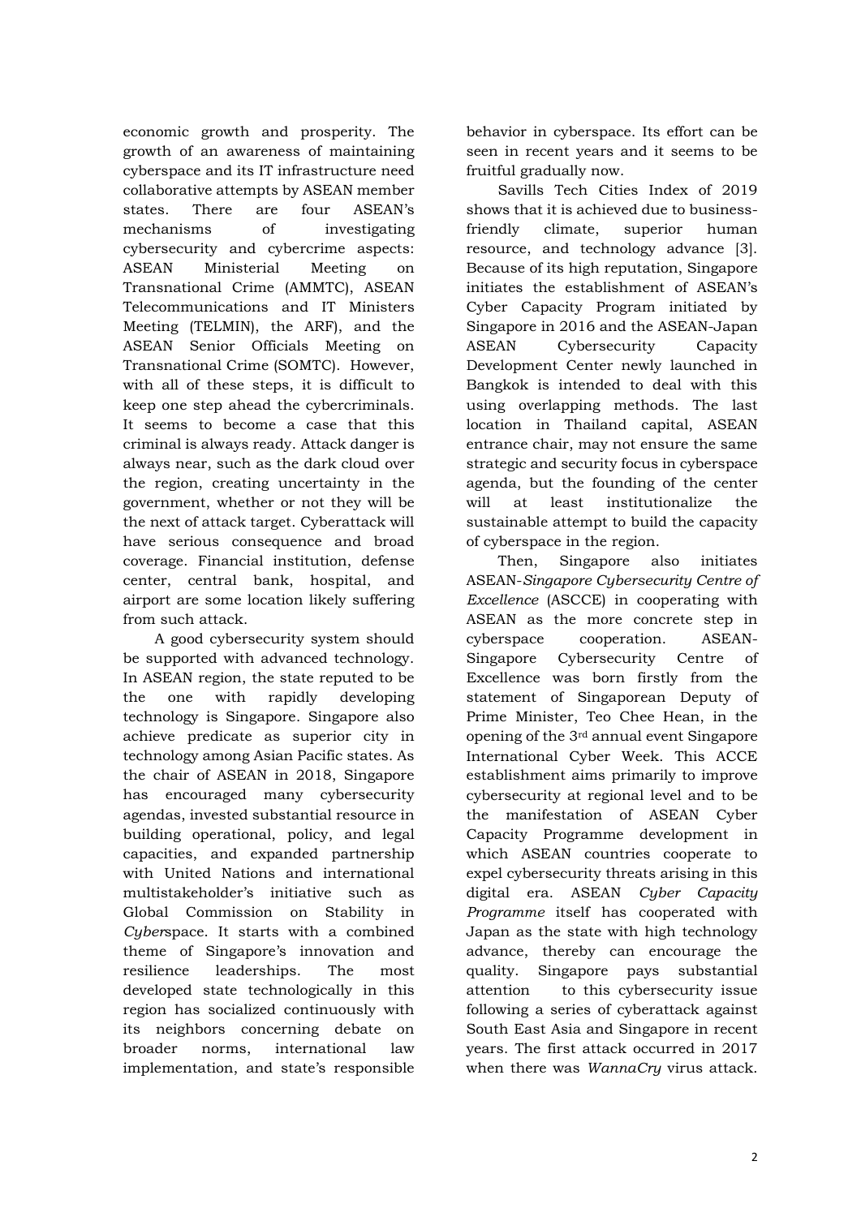economic growth and prosperity. The growth of an awareness of maintaining cyberspace and its IT infrastructure need collaborative attempts by ASEAN member states. There are four ASEAN's mechanisms of investigating cybersecurity and cybercrime aspects: ASEAN Ministerial Meeting on Transnational Crime (AMMTC), ASEAN Telecommunications and IT Ministers Meeting (TELMIN), the ARF), and the ASEAN Senior Officials Meeting on Transnational Crime (SOMTC). However, with all of these steps, it is difficult to keep one step ahead the cybercriminals. It seems to become a case that this criminal is always ready. Attack danger is always near, such as the dark cloud over the region, creating uncertainty in the government, whether or not they will be the next of attack target. Cyberattack will have serious consequence and broad coverage. Financial institution, defense center, central bank, hospital, and airport are some location likely suffering from such attack.

A good cybersecurity system should be supported with advanced technology. In ASEAN region, the state reputed to be the one with rapidly developing technology is Singapore. Singapore also achieve predicate as superior city in technology among Asian Pacific states. As the chair of ASEAN in 2018, Singapore has encouraged many cybersecurity agendas, invested substantial resource in building operational, policy, and legal capacities, and expanded partnership with United Nations and international multistakeholder's initiative such as Global Commission on Stability in *Cyber*space. It starts with a combined theme of Singapore's innovation and resilience leaderships. The most developed state technologically in this region has socialized continuously with its neighbors concerning debate on broader norms, international law implementation, and state's responsible behavior in cyberspace. Its effort can be seen in recent years and it seems to be fruitful gradually now.

Savills Tech Cities Index of 2019 shows that it is achieved due to business-friendly climate, superior human resource, and technology advance [3]. Because of its high reputation, Singapore initiates the establishment of ASEAN's Cyber Capacity Program initiated by Singapore in 2016 and the ASEAN-Japan ASEAN Cybersecurity Capacity Development Center newly launched in Bangkok is intended to deal with this using overlapping methods. The last location in Thailand capital, ASEAN entrance chair, may not ensure the same strategic and security focus in cyberspace agenda, but the founding of the center will at least institutionalize the sustainable attempt to build the capacity of cyberspace in the region.

Then, Singapore also initiates ASEAN-*Singapore Cybersecurity Centre of Excellence* (ASCCE) in cooperating with ASEAN as the more concrete step in cyberspace cooperation. ASEAN-Singapore Cybersecurity Centre of Excellence was born firstly from the statement of Singaporean Deputy of Prime Minister, Teo Chee Hean, in the opening of the 3rd annual event Singapore International Cyber Week. This ACCE establishment aims primarily to improve cybersecurity at regional level and to be the manifestation of ASEAN Cyber Capacity Programme development in which ASEAN countries cooperate to expel cybersecurity threats arising in this digital era. ASEAN *Cyber Capacity Programme* itself has cooperated with Japan as the state with high technology advance, thereby can encourage the quality. Singapore pays substantial attention to this cybersecurity issue following a series of cyberattack against South East Asia and Singapore in recent years. The first attack occurred in 2017 when there was *WannaCry* virus attack.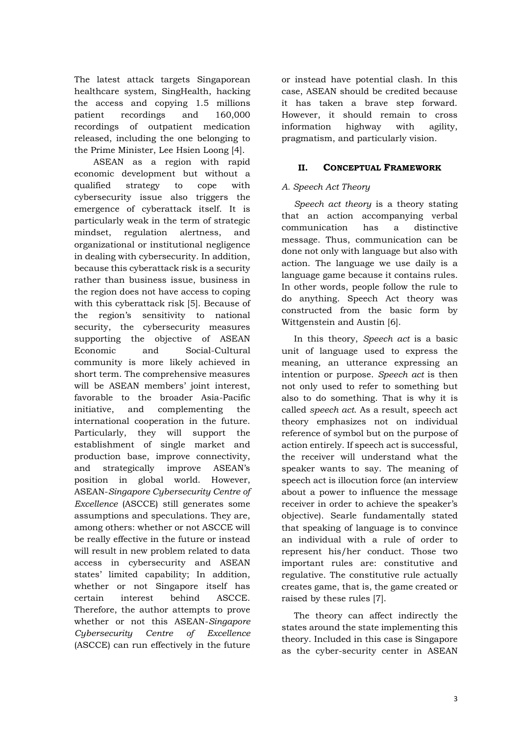The latest attack targets Singaporean healthcare system, SingHealth, hacking the access and copying 1.5 millions patient recordings and 160,000 recordings of outpatient medication released, including the one belonging to the Prime Minister, Lee Hsien Loong [4].

ASEAN as a region with rapid economic development but without a qualified strategy to cope with cybersecurity issue also triggers the emergence of cyberattack itself. It is particularly weak in the term of strategic mindset, regulation alertness, and organizational or institutional negligence in dealing with cybersecurity. In addition, because this cyberattack risk is a security rather than business issue, business in the region does not have access to coping with this cyberattack risk [5]. Because of the region's sensitivity to national security, the cybersecurity measures supporting the objective of ASEAN Economic and Social-Cultural community is more likely achieved in short term. The comprehensive measures will be ASEAN members' joint interest, favorable to the broader Asia-Pacific initiative, and complementing the international cooperation in the future. Particularly, they will support the establishment of single market and production base, improve connectivity, and strategically improve ASEAN's position in global world. However, ASEAN-*Singapore Cybersecurity Centre of Excellence* (ASCCE) still generates some assumptions and speculations. They are, among others: whether or not ASCCE will be really effective in the future or instead will result in new problem related to data access in cybersecurity and ASEAN states' limited capability; In addition, whether or not Singapore itself has certain interest behind ASCCE. Therefore, the author attempts to prove whether or not this ASEAN-*Singapore Cybersecurity Centre of Excellence* (ASCCE) can run effectively in the future or instead have potential clash. In this case, ASEAN should be credited because it has taken a brave step forward. However, it should remain to cross information highway with agility, pragmatism, and particularly vision.

## II. Conceptual Framework

### *A. Speech Act Theory*

*Speech act theory* is a theory stating that an action accompanying verbal communication has a distinctive message. Thus, communication can be done not only with language but also with action. The language we use daily is a language game because it contains rules. In other words, people follow the rule to do anything. Speech Act theory was constructed from the basic form by Wittgenstein and Austin [6].

In this theory, *Speech act* is a basic unit of language used to express the meaning, an utterance expressing an intention or purpose. *Speech act* is then not only used to refer to something but also to do something. That is why it is called *speech act*. As a result, speech act theory emphasizes not on individual reference of symbol but on the purpose of action entirely. If speech act is successful, the receiver will understand what the speaker wants to say. The meaning of speech act is illocution force (an interview about a power to influence the message receiver in order to achieve the speaker's objective). Searle fundamentally stated that speaking of language is to convince an individual with a rule of order to represent his/her conduct. Those two important rules are: constitutive and regulative. The constitutive rule actually creates game, that is, the game created or raised by these rules [7].

The theory can affect indirectly the states around the state implementing this theory. Included in this case is Singapore as the cyber-security center in ASEAN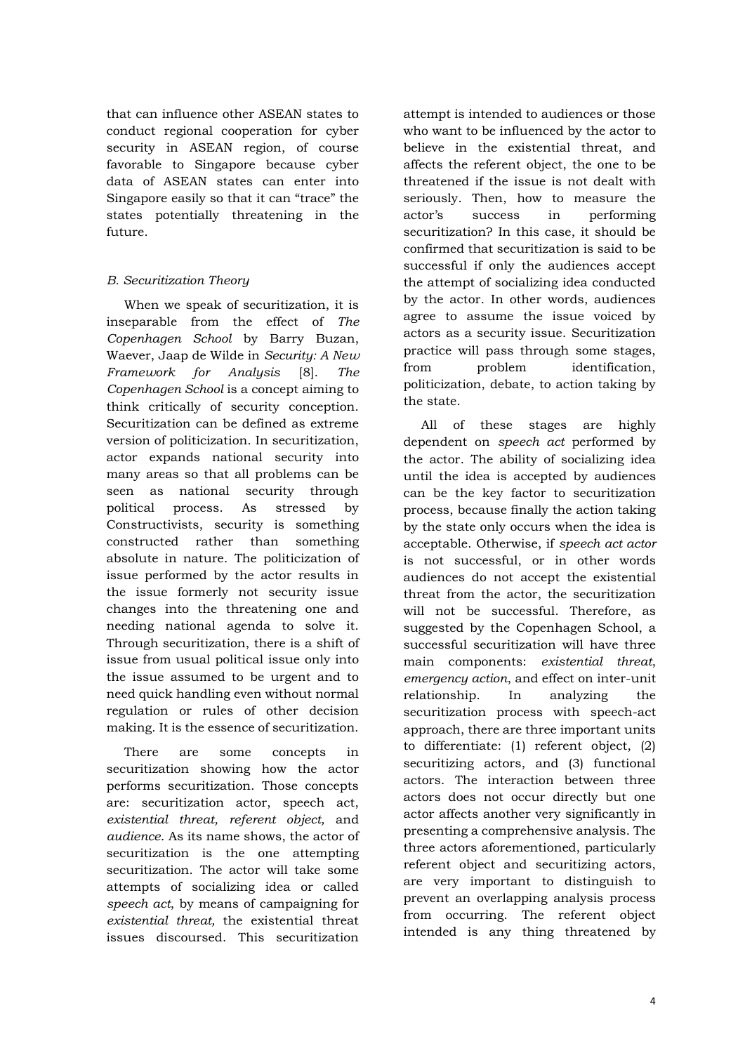that can influence other ASEAN states to conduct regional cooperation for cyber security in ASEAN region, of course favorable to Singapore because cyber data of ASEAN states can enter into Singapore easily so that it can "trace" the states potentially threatening in the future.

### *B. Securitization Theory*

When we speak of securitization, it is inseparable from the effect of *The Copenhagen School* by Barry Buzan, Waever, Jaap de Wilde in *Security: A New Framework for Analysis* [8]. *The Copenhagen School* is a concept aiming to think critically of security conception. Securitization can be defined as extreme version of politicization. In securitization, actor expands national security into many areas so that all problems can be seen as national security through political process. As stressed by Constructivists, security is something constructed rather than something absolute in nature. The politicization of issue performed by the actor results in the issue formerly not security issue changes into the threatening one and needing national agenda to solve it. Through securitization, there is a shift of issue from usual political issue only into the issue assumed to be urgent and to need quick handling even without normal regulation or rules of other decision making. It is the essence of securitization.

There are some concepts in securitization showing how the actor performs securitization. Those concepts are: securitization actor, speech act, *existential threat, referent object,* and *audience*. As its name shows, the actor of securitization is the one attempting securitization. The actor will take some attempts of socializing idea or called *speech act*, by means of campaigning for *existential threat,* the existential threat issues discoursed. This securitization attempt is intended to audiences or those who want to be influenced by the actor to believe in the existential threat, and affects the referent object, the one to be threatened if the issue is not dealt with seriously. Then, how to measure the actor's success in performing securitization? In this case, it should be confirmed that securitization is said to be successful if only the audiences accept the attempt of socializing idea conducted by the actor. In other words, audiences agree to assume the issue voiced by actors as a security issue. Securitization practice will pass through some stages, from problem identification, politicization, debate, to action taking by the state.

All of these stages are highly dependent on *speech act* performed by the actor. The ability of socializing idea until the idea is accepted by audiences can be the key factor to securitization process, because finally the action taking by the state only occurs when the idea is acceptable. Otherwise, if *speech act actor* is not successful, or in other words audiences do not accept the existential threat from the actor, the securitization will not be successful. Therefore, as suggested by the Copenhagen School, a successful securitization will have three main components: *existential threat*, *emergency action*, and effect on inter-unit relationship. In analyzing the securitization process with speech-act approach, there are three important units to differentiate: (1) referent object, (2) securitizing actors, and (3) functional actors. The interaction between three actors does not occur directly but one actor affects another very significantly in presenting a comprehensive analysis. The three actors aforementioned, particularly referent object and securitizing actors, are very important to distinguish to prevent an overlapping analysis process from occurring. The referent object intended is any thing threatened by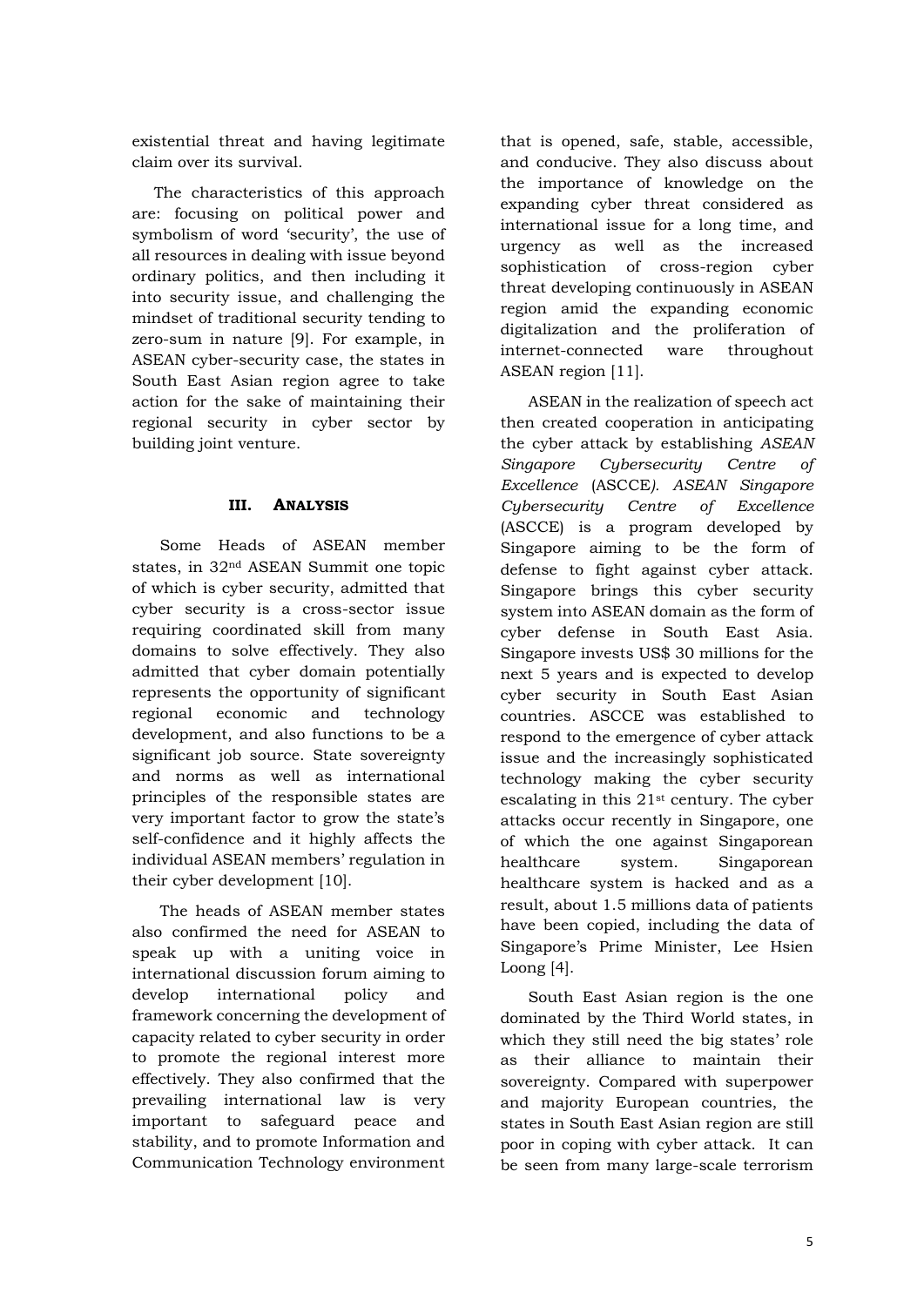existential threat and having legitimate claim over its survival.

The characteristics of this approach are: focusing on political power and symbolism of word 'security', the use of all resources in dealing with issue beyond ordinary politics, and then including it into security issue, and challenging the mindset of traditional security tending to zero-sum in nature [9]. For example, in ASEAN cyber-security case, the states in South East Asian region agree to take action for the sake of maintaining their regional security in cyber sector by building joint venture.

## III. ANALYSIS

Some Heads of ASEAN member states, in 32nd ASEAN Summit one topic of which is cyber security, admitted that cyber security is a cross-sector issue requiring coordinated skill from many domains to solve effectively. They also admitted that cyber domain potentially represents the opportunity of significant regional economic and technology development, and also functions to be a significant job source. State sovereignty and norms as well as international principles of the responsible states are very important factor to grow the state's self-confidence and it highly affects the individual ASEAN members' regulation in their cyber development [10].

The heads of ASEAN member states also confirmed the need for ASEAN to speak up with a uniting voice in international discussion forum aiming to develop international policy and framework concerning the development of capacity related to cyber security in order to promote the regional interest more effectively. They also confirmed that the prevailing international law is very important to safeguard peace and stability, and to promote Information and Communication Technology environment that is opened, safe, stable, accessible, and conducive. They also discuss about the importance of knowledge on the expanding cyber threat considered as international issue for a long time, and urgency as well as the increased sophistication of cross-region cyber threat developing continuously in ASEAN region amid the expanding economic digitalization and the proliferation of internet-connected ware throughout ASEAN region [11].

ASEAN in the realization of speech act then created cooperation in anticipating the cyber attack by establishing *ASEAN Singapore Cybersecurity Centre of Excellence* (ASCCE). *ASEAN Singapore Cybersecurity Centre of Excellence* (ASCCE) is a program developed by Singapore aiming to be the form of defense to fight against cyber attack. Singapore brings this cyber security system into ASEAN domain as the form of cyber defense in South East Asia. Singapore invests US$ 30 millions for the next 5 years and is expected to develop cyber security in South East Asian countries. ASCCE was established to respond to the emergence of cyber attack issue and the increasingly sophisticated technology making the cyber security escalating in this 21st century. The cyber attacks occur recently in Singapore, one of which the one against Singaporean healthcare system. Singaporean healthcare system is hacked and as a result, about 1.5 millions data of patients have been copied, including the data of Singapore's Prime Minister, Lee Hsien Loong [4].

South East Asian region is the one dominated by the Third World states, in which they still need the big states' role as their alliance to maintain their sovereignty. Compared with superpower and majority European countries, the states in South East Asian region are still poor in coping with cyber attack. It can be seen from many large-scale terrorism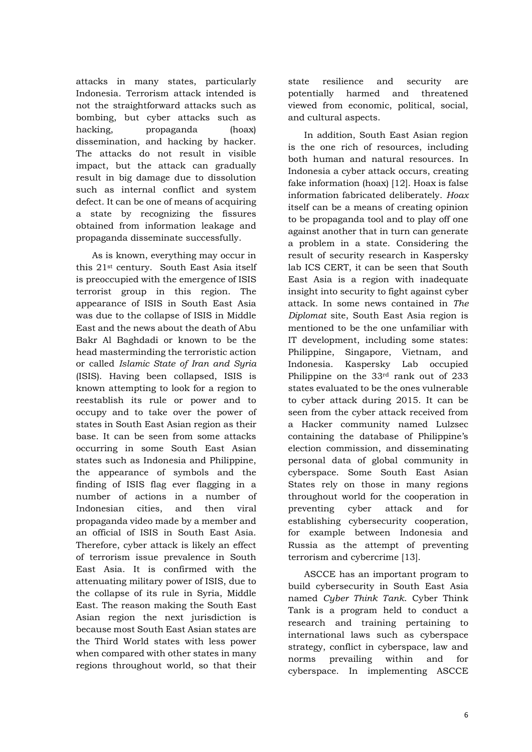attacks in many states, particularly Indonesia. Terrorism attack intended is not the straightforward attacks such as bombing, but cyber attacks such as hacking, propaganda (hoax) dissemination, and hacking by hacker. The attacks do not result in visible impact, but the attack can gradually result in big damage due to dissolution such as internal conflict and system defect. It can be one of means of acquiring a state by recognizing the fissures obtained from information leakage and propaganda disseminate successfully.

As is known, everything may occur in this 21st century. South East Asia itself is preoccupied with the emergence of ISIS terrorist group in this region. The appearance of ISIS in South East Asia was due to the collapse of ISIS in Middle East and the news about the death of Abu Bakr Al Baghdadi or known to be the head masterminding the terroristic action or called *Islamic State of Iran and Syria* (ISIS). Having been collapsed, ISIS is known attempting to look for a region to reestablish its rule or power and to occupy and to take over the power of states in South East Asian region as their base. It can be seen from some attacks occurring in some South East Asian states such as Indonesia and Philippine, the appearance of symbols and the finding of ISIS flag ever flagging in a number of actions in a number of Indonesian cities, and then viral propaganda video made by a member and an official of ISIS in South East Asia. Therefore, cyber attack is likely an effect of terrorism issue prevalence in South East Asia. It is confirmed with the attenuating military power of ISIS, due to the collapse of its rule in Syria, Middle East. The reason making the South East Asian region the next jurisdiction is because most South East Asian states are the Third World states with less power when compared with other states in many regions throughout world, so that their state resilience and security are potentially harmed and threatened viewed from economic, political, social, and cultural aspects.

In addition, South East Asian region is the one rich of resources, including both human and natural resources. In Indonesia a cyber attack occurs, creating fake information (hoax) [12]. Hoax is false information fabricated deliberately. *Hoax* itself can be a means of creating opinion to be propaganda tool and to play off one against another that in turn can generate a problem in a state. Considering the result of security research in Kaspersky lab ICS CERT, it can be seen that South East Asia is a region with inadequate insight into security to fight against cyber attack. In some news contained in *The Diplomat* site, South East Asia region is mentioned to be the one unfamiliar with IT development, including some states: Philippine, Singapore, Vietnam, and Indonesia. Kaspersky Lab occupied Philippine on the 33rd rank out of 233 states evaluated to be the ones vulnerable to cyber attack during 2015. It can be seen from the cyber attack received from a Hacker community named Lulzsec containing the database of Philippine's election commission, and disseminating personal data of global community in cyberspace. Some South East Asian States rely on those in many regions throughout world for the cooperation in preventing cyber attack and for establishing cybersecurity cooperation, for example between Indonesia and Russia as the attempt of preventing terrorism and cybercrime [13].

ASCCE has an important program to build cybersecurity in South East Asia named *Cyber Think Tank*. Cyber Think Tank is a program held to conduct a research and training pertaining to international laws such as cyberspace strategy, conflict in cyberspace, law and norms prevailing within and for cyberspace. In implementing ASCCE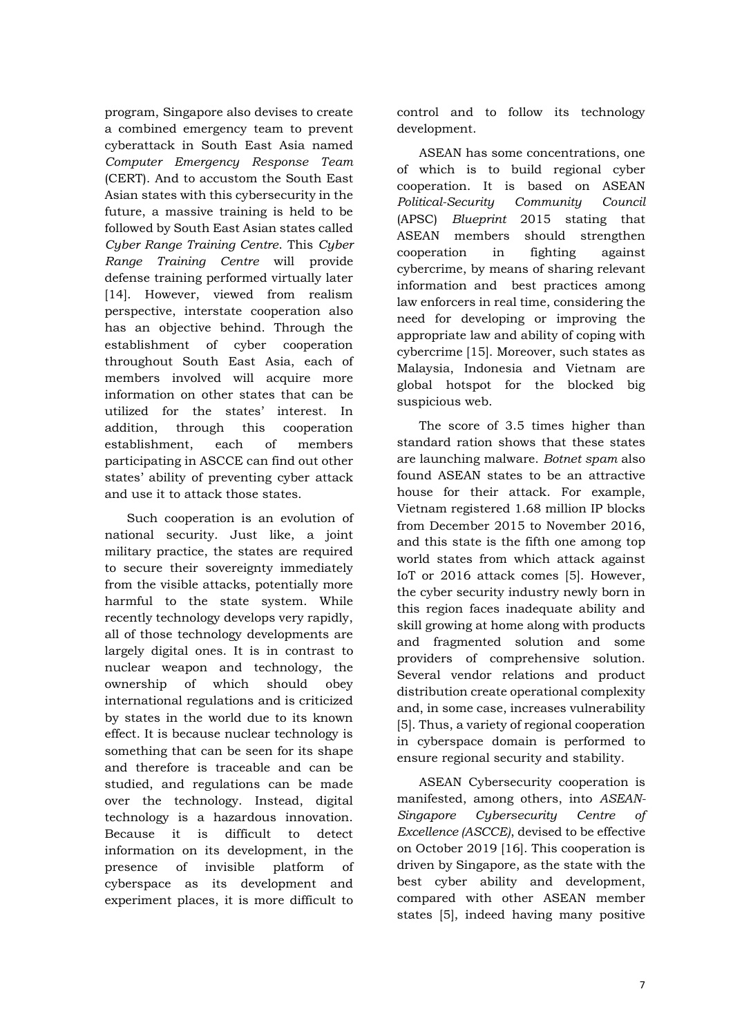program, Singapore also devises to create a combined emergency team to prevent cyberattack in South East Asia named *Computer Emergency Response Team* (CERT). And to accustom the South East Asian states with this cybersecurity in the future, a massive training is held to be followed by South East Asian states called *Cyber Range Training Centre*. This *Cyber Range Training Centre* will provide defense training performed virtually later [14]. However, viewed from realism perspective, interstate cooperation also has an objective behind. Through the establishment of cyber cooperation throughout South East Asia, each of members involved will acquire more information on other states that can be utilized for the states' interest. In addition, through this cooperation establishment, each of members participating in ASCCE can find out other states' ability of preventing cyber attack and use it to attack those states.

Such cooperation is an evolution of national security. Just like, a joint military practice, the states are required to secure their sovereignty immediately from the visible attacks, potentially more harmful to the state system. While recently technology develops very rapidly, all of those technology developments are largely digital ones. It is in contrast to nuclear weapon and technology, the ownership of which should obey international regulations and is criticized by states in the world due to its known effect. It is because nuclear technology is something that can be seen for its shape and therefore is traceable and can be studied, and regulations can be made over the technology. Instead, digital technology is a hazardous innovation. Because it is difficult to detect information on its development, in the presence of invisible platform of cyberspace as its development and experiment places, it is more difficult to control and to follow its technology development.

ASEAN has some concentrations, one of which is to build regional cyber cooperation. It is based on ASEAN *Political-Security Community Council* (APSC) *Blueprint* 2015 stating that ASEAN members should strengthen cooperation in fighting against cybercrime, by means of sharing relevant information and best practices among law enforcers in real time, considering the need for developing or improving the appropriate law and ability of coping with cybercrime [15]. Moreover, such states as Malaysia, Indonesia and Vietnam are global hotspot for the blocked big suspicious web.

The score of 3.5 times higher than standard ration shows that these states are launching malware. *Botnet spam* also found ASEAN states to be an attractive house for their attack. For example, Vietnam registered 1.68 million IP blocks from December 2015 to November 2016, and this state is the fifth one among top world states from which attack against IoT or 2016 attack comes [5]. However, the cyber security industry newly born in this region faces inadequate ability and skill growing at home along with products and fragmented solution and some providers of comprehensive solution. Several vendor relations and product distribution create operational complexity and, in some case, increases vulnerability [5]. Thus, a variety of regional cooperation in cyberspace domain is performed to ensure regional security and stability.

ASEAN Cybersecurity cooperation is manifested, among others, into *ASEAN-Singapore Cybersecurity Centre of Excellence (ASCCE)*, devised to be effective on October 2019 [16]. This cooperation is driven by Singapore, as the state with the best cyber ability and development, compared with other ASEAN member states [5], indeed having many positive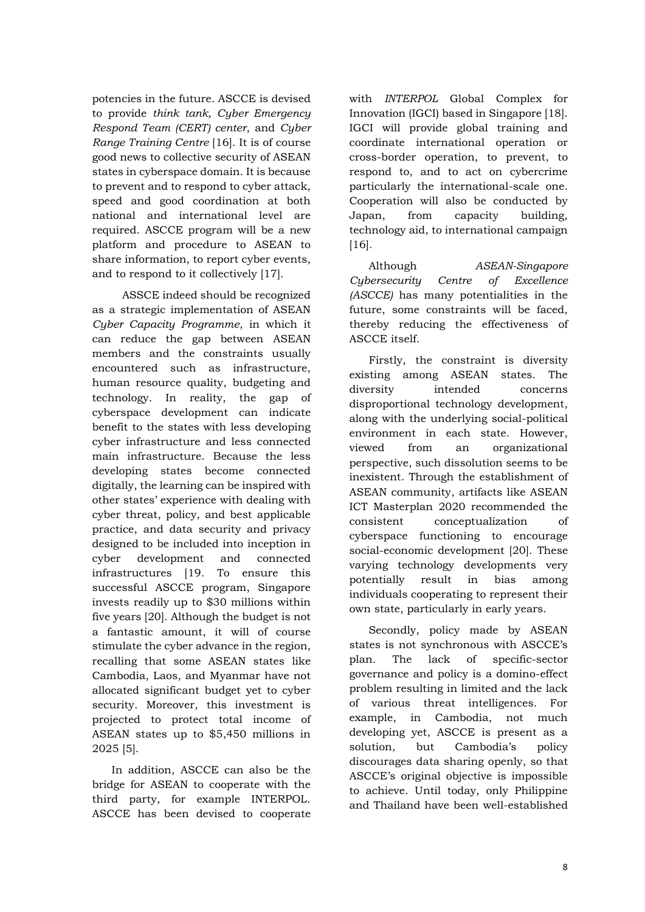potencies in the future. ASCCE is devised to provide *think tank, Cyber Emergency Respond Team (CERT) center*, and *Cyber Range Training Centre* [16]. It is of course good news to collective security of ASEAN states in cyberspace domain. It is because to prevent and to respond to cyber attack, speed and good coordination at both national and international level are required. ASCCE program will be a new platform and procedure to ASEAN to share information, to report cyber events, and to respond to it collectively [17].

ASSCE indeed should be recognized as a strategic implementation of ASEAN *Cyber Capacity Programme*, in which it can reduce the gap between ASEAN members and the constraints usually encountered such as infrastructure, human resource quality, budgeting and technology. In reality, the gap of cyberspace development can indicate benefit to the states with less developing cyber infrastructure and less connected main infrastructure. Because the less developing states become connected digitally, the learning can be inspired with other states' experience with dealing with cyber threat, policy, and best applicable practice, and data security and privacy designed to be included into inception in cyber development and connected infrastructures [19. To ensure this successful ASCCE program, Singapore invests readily up to $30 millions within five years [20]. Although the budget is not a fantastic amount, it will of course stimulate the cyber advance in the region, recalling that some ASEAN states like Cambodia, Laos, and Myanmar have not allocated significant budget yet to cyber security. Moreover, this investment is projected to protect total income of ASEAN states up to $5,450 millions in 2025 [5].

In addition, ASCCE can also be the bridge for ASEAN to cooperate with the third party, for example INTERPOL. ASCCE has been devised to cooperate with *INTERPOL* Global Complex for Innovation (IGCI) based in Singapore [18]. IGCI will provide global training and coordinate international operation or cross-border operation, to prevent, to respond to, and to act on cybercrime particularly the international-scale one. Cooperation will also be conducted by Japan, from capacity building, technology aid, to international campaign [16].

Although *ASEAN-Singapore Cybersecurity Centre of Excellence (ASCCE)* has many potentialities in the future, some constraints will be faced, thereby reducing the effectiveness of ASCCE itself.

Firstly, the constraint is diversity existing among ASEAN states. The diversity intended concerns disproportional technology development, along with the underlying social-political environment in each state. However, viewed from an organizational perspective, such dissolution seems to be inexistent. Through the establishment of ASEAN community, artifacts like ASEAN ICT Masterplan 2020 recommended the consistent conceptualization of cyberspace functioning to encourage social-economic development [20]. These varying technology developments very potentially result in bias among individuals cooperating to represent their own state, particularly in early years.

Secondly, policy made by ASEAN states is not synchronous with ASCCE's plan. The lack of specific-sector governance and policy is a domino-effect problem resulting in limited and the lack of various threat intelligences. For example, in Cambodia, not much developing yet, ASCCE is present as a solution, but Cambodia's policy discourages data sharing openly, so that ASCCE's original objective is impossible to achieve. Until today, only Philippine and Thailand have been well-established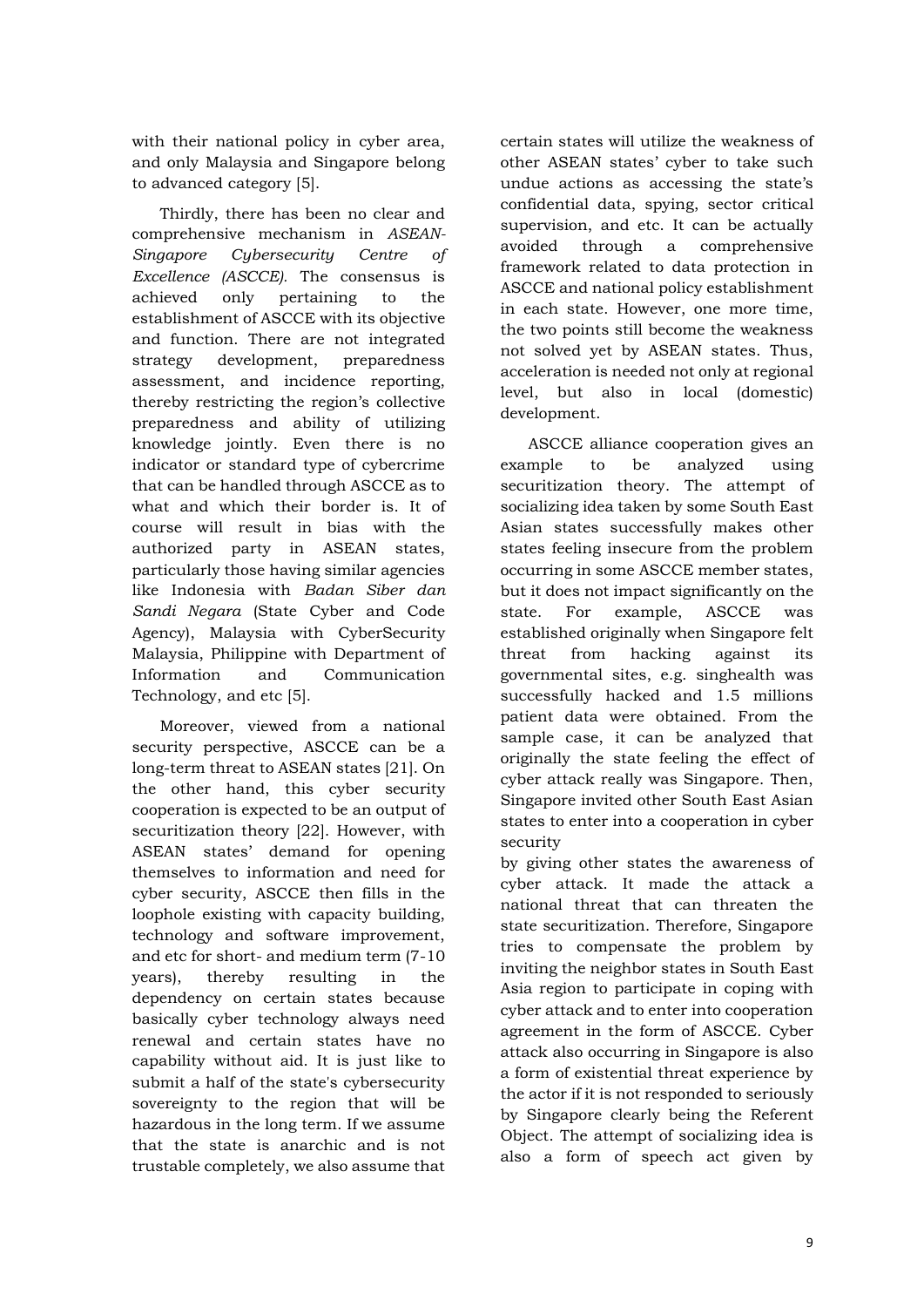with their national policy in cyber area, and only Malaysia and Singapore belong to advanced category [5].

Thirdly, there has been no clear and comprehensive mechanism in *ASEAN-Singapore Cybersecurity Centre of Excellence (ASCCE)*. The consensus is achieved only pertaining to the establishment of ASCCE with its objective and function. There are not integrated strategy development, preparedness assessment, and incidence reporting, thereby restricting the region's collective preparedness and ability of utilizing knowledge jointly. Even there is no indicator or standard type of cybercrime that can be handled through ASCCE as to what and which their border is. It of course will result in bias with the authorized party in ASEAN states, particularly those having similar agencies like Indonesia with *Badan Siber dan Sandi Negara* (State Cyber and Code Agency), Malaysia with CyberSecurity Malaysia, Philippine with Department of Information and Communication Technology, and etc [5].

Moreover, viewed from a national security perspective, ASCCE can be a long-term threat to ASEAN states [21]. On the other hand, this cyber security cooperation is expected to be an output of securitization theory [22]. However, with ASEAN states' demand for opening themselves to information and need for cyber security, ASCCE then fills in the loophole existing with capacity building, technology and software improvement, and etc for short- and medium term (7-10 years), thereby resulting in the dependency on certain states because basically cyber technology always need renewal and certain states have no capability without aid. It is just like to submit a half of the state's cybersecurity sovereignty to the region that will be hazardous in the long term. If we assume that the state is anarchic and is not trustable completely, we also assume that certain states will utilize the weakness of other ASEAN states' cyber to take such undue actions as accessing the state's confidential data, spying, sector critical supervision, and etc. It can be actually avoided through a comprehensive framework related to data protection in ASCCE and national policy establishment in each state. However, one more time, the two points still become the weakness not solved yet by ASEAN states. Thus, acceleration is needed not only at regional level, but also in local (domestic) development.

ASCCE alliance cooperation gives an example to be analyzed using securitization theory. The attempt of socializing idea taken by some South East Asian states successfully makes other states feeling insecure from the problem occurring in some ASCCE member states, but it does not impact significantly on the state. For example, ASCCE was established originally when Singapore felt threat from hacking against its governmental sites, e.g. singhealth was successfully hacked and 1.5 millions patient data were obtained. From the sample case, it can be analyzed that originally the state feeling the effect of cyber attack really was Singapore. Then, Singapore invited other South East Asian states to enter into a cooperation in cyber security by giving other states the awareness of cyber attack. It made the attack a national threat that can threaten the state securitization. Therefore, Singapore tries to compensate the problem by inviting the neighbor states in South East Asia region to participate in coping with cyber attack and to enter into cooperation agreement in the form of ASCCE. Cyber attack also occurring in Singapore is also a form of existential threat experience by the actor if it is not responded to seriously by Singapore clearly being the Referent Object. The attempt of socializing idea is also a form of speech act given by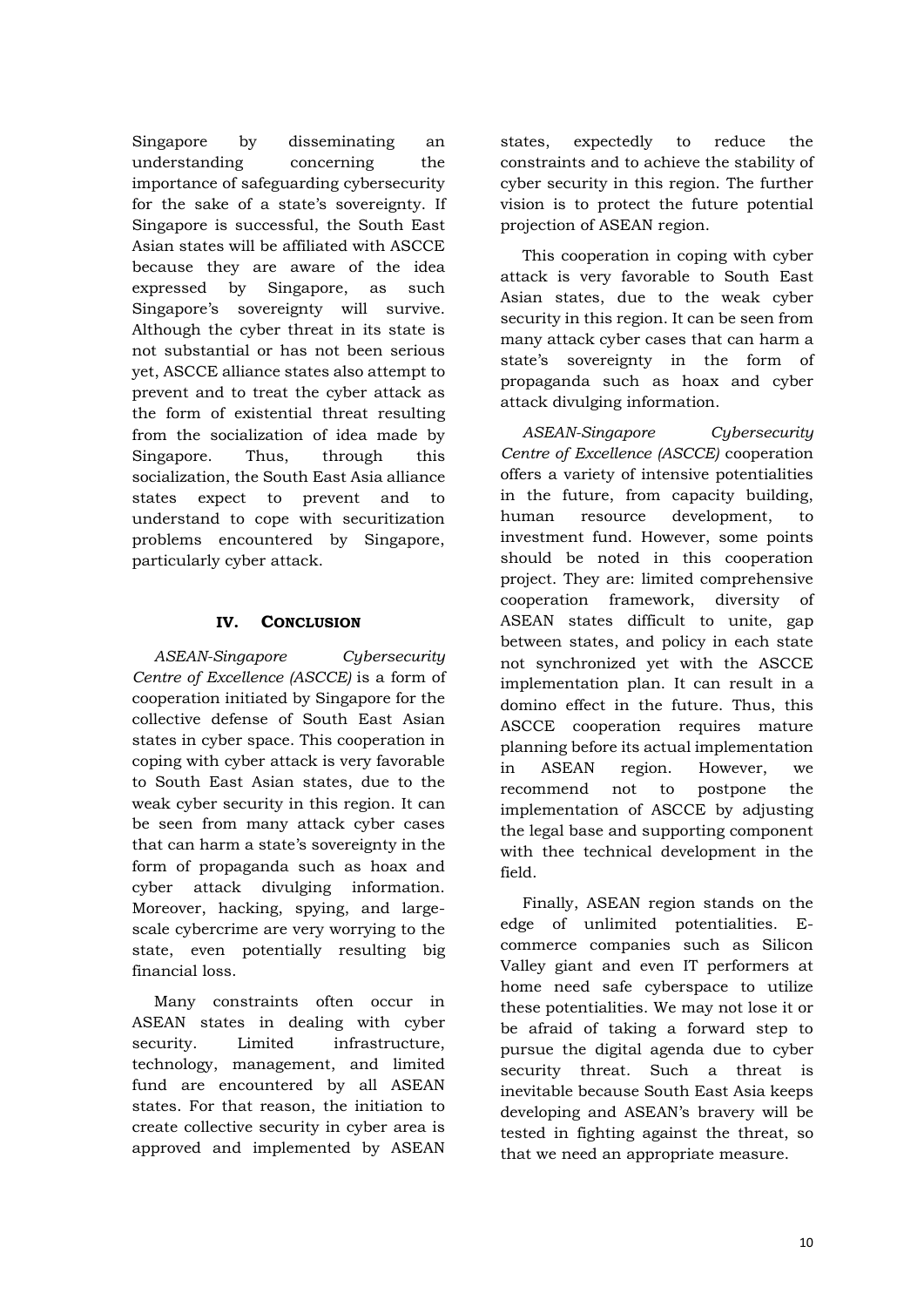Singapore by disseminating an understanding concerning the importance of safeguarding cybersecurity for the sake of a state's sovereignty. If Singapore is successful, the South East Asian states will be affiliated with ASCCE because they are aware of the idea expressed by Singapore, as such Singapore's sovereignty will survive. Although the cyber threat in its state is not substantial or has not been serious yet, ASCCE alliance states also attempt to prevent and to treat the cyber attack as the form of existential threat resulting from the socialization of idea made by Singapore. Thus, through this socialization, the South East Asia alliance states expect to prevent and to understand to cope with securitization problems encountered by Singapore, particularly cyber attack.

## IV. CONCLUSION

*ASEAN-Singapore Cybersecurity Centre of Excellence (ASCCE)* is a form of cooperation initiated by Singapore for the collective defense of South East Asian states in cyber space. This cooperation in coping with cyber attack is very favorable to South East Asian states, due to the weak cyber security in this region. It can be seen from many attack cyber cases that can harm a state's sovereignty in the form of propaganda such as hoax and cyber attack divulging information. Moreover, hacking, spying, and large-scale cybercrime are very worrying to the state, even potentially resulting big financial loss.

Many constraints often occur in ASEAN states in dealing with cyber security. Limited infrastructure, technology, management, and limited fund are encountered by all ASEAN states. For that reason, the initiation to create collective security in cyber area is approved and implemented by ASEAN states, expectedly to reduce the constraints and to achieve the stability of cyber security in this region. The further vision is to protect the future potential projection of ASEAN region.

This cooperation in coping with cyber attack is very favorable to South East Asian states, due to the weak cyber security in this region. It can be seen from many attack cyber cases that can harm a state's sovereignty in the form of propaganda such as hoax and cyber attack divulging information.

*ASEAN-Singapore Cybersecurity Centre of Excellence (ASCCE)* cooperation offers a variety of intensive potentialities in the future, from capacity building, human resource development, to investment fund. However, some points should be noted in this cooperation project. They are: limited comprehensive cooperation framework, diversity of ASEAN states difficult to unite, gap between states, and policy in each state not synchronized yet with the ASCCE implementation plan. It can result in a domino effect in the future. Thus, this ASCCE cooperation requires mature planning before its actual implementation in ASEAN region. However, we recommend not to postpone the implementation of ASCCE by adjusting the legal base and supporting component with thee technical development in the field.

Finally, ASEAN region stands on the edge of unlimited potentialities. E-commerce companies such as Silicon Valley giant and even IT performers at home need safe cyberspace to utilize these potentialities. We may not lose it or be afraid of taking a forward step to pursue the digital agenda due to cyber security threat. Such a threat is inevitable because South East Asia keeps developing and ASEAN's bravery will be tested in fighting against the threat, so that we need an appropriate measure.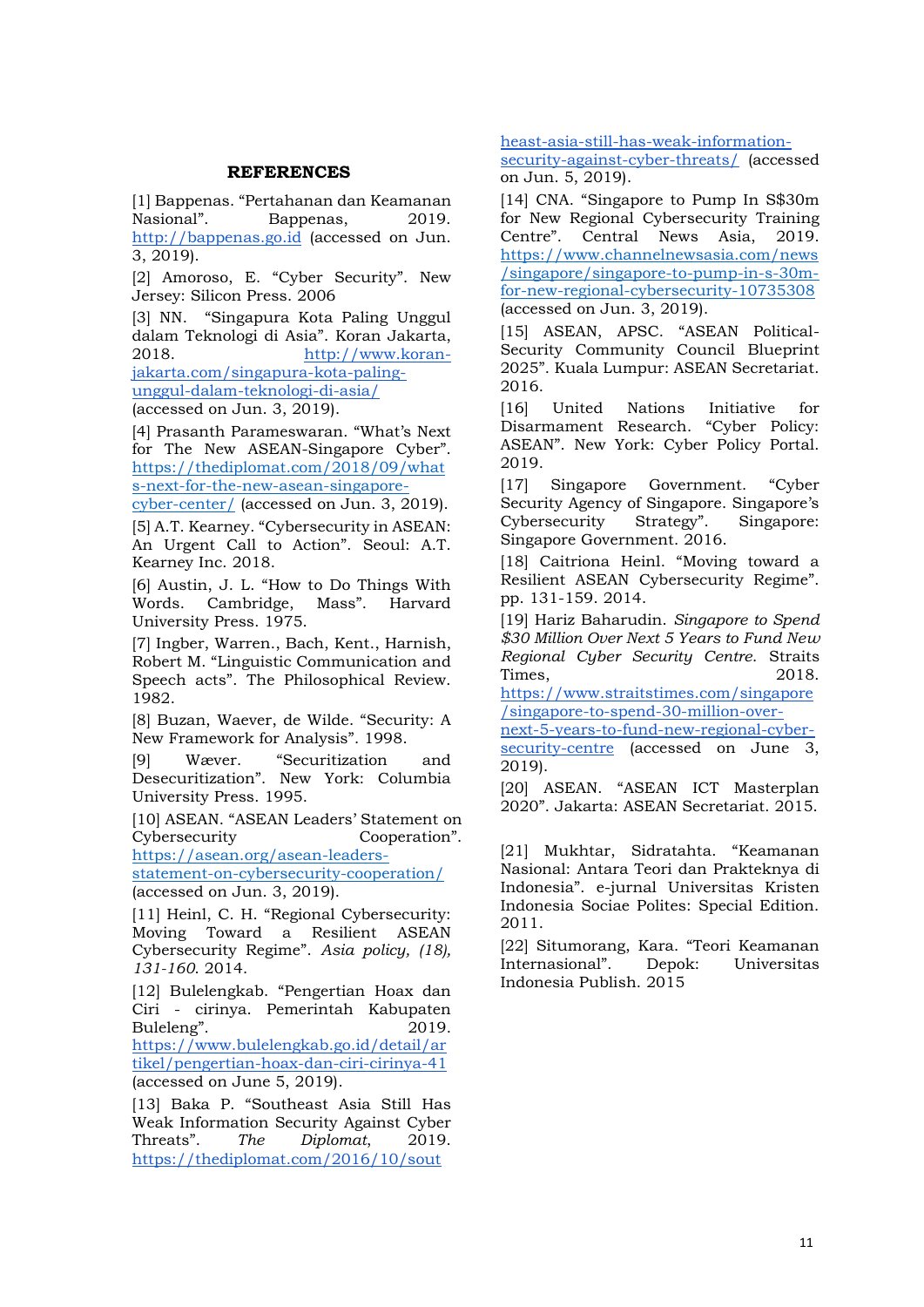## REFERENCES

[1] Bappenas. “Pertahanan dan Keamanan Nasional”. Bappenas, 2019. http://bappenas.go.id (accessed on Jun. 3, 2019).

[2] Amoroso, E. “Cyber Security”. New Jersey: Silicon Press. 2006

[3] NN. “Singapura Kota Paling Unggul dalam Teknologi di Asia”. Koran Jakarta, 2018. http://www.koran-jakarta.com/singapura-kota-paling-unggul-dalam-teknologi-di-asia/ (accessed on Jun. 3, 2019).

[4] Prasanth Parameswaran. “What's Next for The New ASEAN-Singapore Cyber”. https://thediplomat.com/2018/09/whats-next-for-the-new-asean-singapore-cyber-center/ (accessed on Jun. 3, 2019).

[5] A.T. Kearney. “Cybersecurity in ASEAN: An Urgent Call to Action”. Seoul: A.T. Kearney Inc. 2018.

[6] Austin, J. L. “How to Do Things With Words. Cambridge, Mass”. Harvard University Press. 1975.

[7] Ingber, Warren., Bach, Kent., Harnish, Robert M. “Linguistic Communication and Speech acts”. The Philosophical Review. 1982.

[8] Buzan, Waever, de Wilde. “Security: A New Framework for Analysis”. 1998.

[9] Wæver. “Securitization and Desecuritization”. New York: Columbia University Press. 1995.

[10] ASEAN. “ASEAN Leaders' Statement on Cybersecurity Cooperation”. https://asean.org/asean-leaders-statement-on-cybersecurity-cooperation/ (accessed on Jun. 3, 2019).

[11] Heinl, C. H. “Regional Cybersecurity: Moving Toward a Resilient ASEAN Cybersecurity Regime”. *Asia policy, (18), 131-160.* 2014.

[12] Bulelengkab. “Pengertian Hoax dan Ciri - cirinya. Pemerintah Kabupaten Buleleng”. 2019. https://www.bulelengkab.go.id/detail/artikel/pengertian-hoax-dan-ciri-cirinya-41 (accessed on June 5, 2019).

[13] Baka P. “Southeast Asia Still Has Weak Information Security Against Cyber Threats”. *The Diplomat*, 2019. https://thediplomat.com/2016/10/southeast-asia-still-has-weak-information-security-against-cyber-threats/ (accessed on Jun. 5, 2019).

[14] CNA. “Singapore to Pump In S$30m for New Regional Cybersecurity Training Centre”. Central News Asia, 2019. https://www.channelnewsasia.com/news/singapore/singapore-to-pump-in-s-30m-for-new-regional-cybersecurity-10735308 (accessed on Jun. 3, 2019).

[15] ASEAN, APSC. “ASEAN Political-Security Community Council Blueprint 2025”. Kuala Lumpur: ASEAN Secretariat. 2016.

[16] United Nations Initiative for Disarmament Research. “Cyber Policy: ASEAN”. New York: Cyber Policy Portal. 2019.

[17] Singapore Government. “Cyber Security Agency of Singapore. Singapore's Cybersecurity Strategy”. Singapore: Singapore Government. 2016.

[18] Caitriona Heinl. “Moving toward a Resilient ASEAN Cybersecurity Regime”. pp. 131-159. 2014.

[19] Hariz Baharudin. *Singapore to Spend $30 Million Over Next 5 Years to Fund New Regional Cyber Security Centre.* Straits Times, 2018. https://www.straitstimes.com/singapore/singapore-to-spend-30-million-over-next-5-years-to-fund-new-regional-cyber-security-centre (accessed on June 3, 2019).

[20] ASEAN. “ASEAN ICT Masterplan 2020”. Jakarta: ASEAN Secretariat. 2015.

[21] Mukhtar, Sidratahta. “Keamanan Nasional: Antara Teori dan Prakteknya di Indonesia”. e-jurnal Universitas Kristen Indonesia Sociae Polites: Special Edition. 2011.

[22] Situmorang, Kara. “Teori Keamanan Internasional”. Depok: Universitas Indonesia Publish. 2015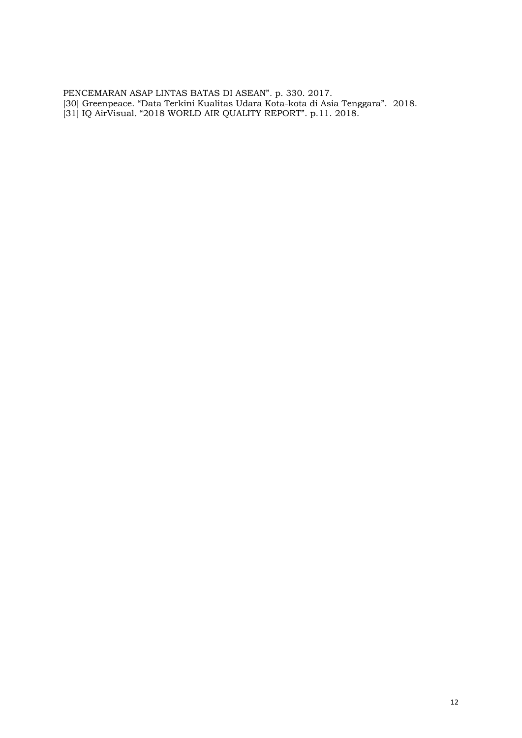PENCEMARAN ASAP LINTAS BATAS DI ASEAN". p. 330. 2017.

[30] Greenpeace. "Data Terkini Kualitas Udara Kota-kota di Asia Tenggara". 2018.

[31] IQ AirVisual. "2018 WORLD AIR QUALITY REPORT". p.11. 2018.